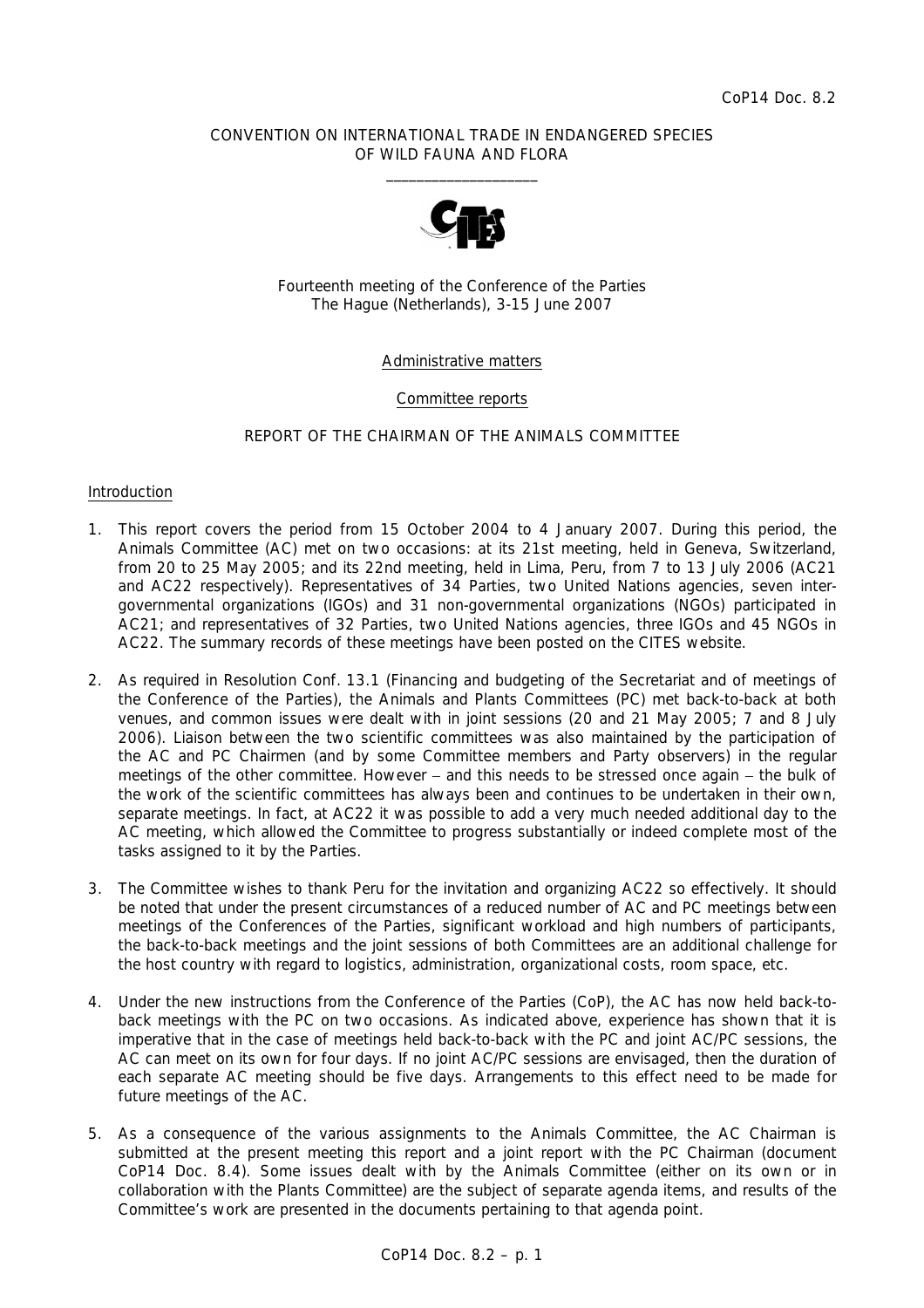CoP14 Doc. 8.2

CONVENTION ON INTERNATIONAL TRADE IN ENDANGERED SPECIES
OF WILD FAUNA AND FLORA

\_\_\_\_\_\_\_\_\_\_\_\_\_\_\_\_\_\_\_\_

Fourteenth meeting of the Conference of the Parties
The Hague (Netherlands), 3-15 June 2007

Administrative matters

Committee reports

REPORT OF THE CHAIRMAN OF THE ANIMALS COMMITTEE

Introduction

1. This report covers the period from 15 October 2004 to 4 January 2007. During this period, the Animals Committee (AC) met on two occasions: at its 21st meeting, held in Geneva, Switzerland, from 20 to 25 May 2005; and its 22nd meeting, held in Lima, Peru, from 7 to 13 July 2006 (AC21 and AC22 respectively). Representatives of 34 Parties, two United Nations agencies, seven inter-governmental organizations (IGOs) and 31 non-governmental organizations (NGOs) participated in AC21; and representatives of 32 Parties, two United Nations agencies, three IGOs and 45 NGOs in AC22. The summary records of these meetings have been posted on the CITES website.

2. As required in Resolution Conf. 13.1 (Financing and budgeting of the Secretariat and of meetings of the Conference of the Parties), the Animals and Plants Committees (PC) met back-to-back at both venues, and common issues were dealt with in joint sessions (20 and 21 May 2005; 7 and 8 July 2006). Liaison between the two scientific committees was also maintained by the participation of the AC and PC Chairmen (and by some Committee members and Party observers) in the regular meetings of the other committee. However – and this needs to be stressed once again – the bulk of the work of the scientific committees has always been and continues to be undertaken in their own, separate meetings. In fact, at AC22 it was possible to add a very much needed additional day to the AC meeting, which allowed the Committee to progress substantially or indeed complete most of the tasks assigned to it by the Parties.

3. The Committee wishes to thank Peru for the invitation and organizing AC22 so effectively. It should be noted that under the present circumstances of a reduced number of AC and PC meetings between meetings of the Conferences of the Parties, significant workload and high numbers of participants, the back-to-back meetings and the joint sessions of both Committees are an additional challenge for the host country with regard to logistics, administration, organizational costs, room space, etc.

4. Under the new instructions from the Conference of the Parties (CoP), the AC has now held back-to-back meetings with the PC on two occasions. As indicated above, experience has shown that it is imperative that in the case of meetings held back-to-back with the PC and joint AC/PC sessions, the AC can meet on its own for four days. If no joint AC/PC sessions are envisaged, then the duration of each separate AC meeting should be five days. Arrangements to this effect need to be made for future meetings of the AC.

5. As a consequence of the various assignments to the Animals Committee, the AC Chairman is submitted at the present meeting this report and a joint report with the PC Chairman (document CoP14 Doc. 8.4). Some issues dealt with by the Animals Committee (either on its own or in collaboration with the Plants Committee) are the subject of separate agenda items, and results of the Committee's work are presented in the documents pertaining to that agenda point.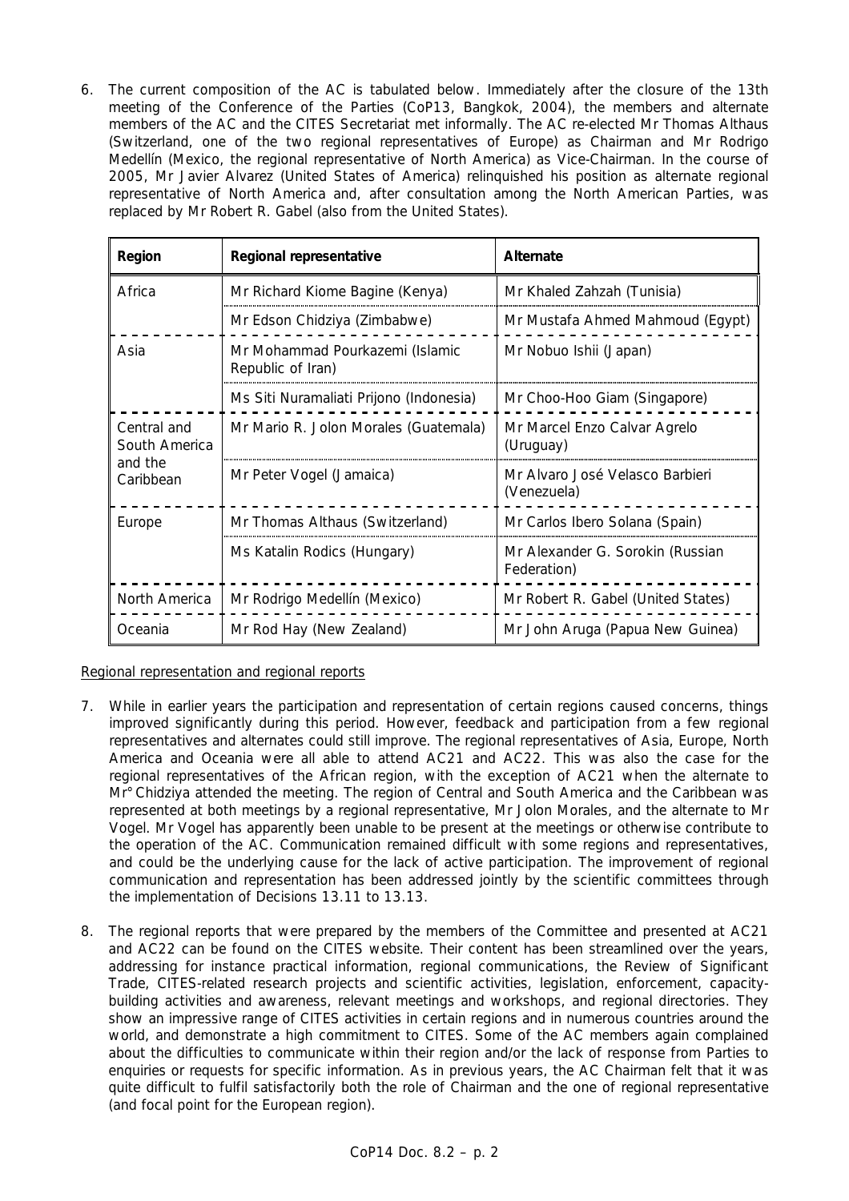6. The current composition of the AC is tabulated below. Immediately after the closure of the 13th meeting of the Conference of the Parties (CoP13, Bangkok, 2004), the members and alternate members of the AC and the CITES Secretariat met informally. The AC re-elected Mr Thomas Althaus (Switzerland, one of the two regional representatives of Europe) as Chairman and Mr Rodrigo Medellín (Mexico, the regional representative of North America) as Vice-Chairman. In the course of 2005, Mr Javier Alvarez (United States of America) relinquished his position as alternate regional representative of North America and, after consultation among the North American Parties, was replaced by Mr Robert R. Gabel (also from the United States).

| Region | Regional representative | Alternate |
|---|---|---|
| Africa | Mr Richard Kiome Bagine (Kenya) | Mr Khaled Zahzah (Tunisia) |
| | Mr Edson Chidziya (Zimbabwe) | Mr Mustafa Ahmed Mahmoud (Egypt) |
| Asia | Mr Mohammad Pourkazemi (Islamic Republic of Iran) | Mr Nobuo Ishii (Japan) |
| | Ms Siti Nuramaliati Prijono (Indonesia) | Mr Choo-Hoo Giam (Singapore) |
| Central and South America and the Caribbean | Mr Mario R. Jolon Morales (Guatemala) | Mr Marcel Enzo Calvar Agrelo (Uruguay) |
| | Mr Peter Vogel (Jamaica) | Mr Alvaro José Velasco Barbieri (Venezuela) |
| Europe | Mr Thomas Althaus (Switzerland) | Mr Carlos Ibero Solana (Spain) |
| | Ms Katalin Rodics (Hungary) | Mr Alexander G. Sorokin (Russian Federation) |
| North America | Mr Rodrigo Medellín (Mexico) | Mr Robert R. Gabel (United States) |
| Oceania | Mr Rod Hay (New Zealand) | Mr John Aruga (Papua New Guinea) |

Regional representation and regional reports

7. While in earlier years the participation and representation of certain regions caused concerns, things improved significantly during this period. However, feedback and participation from a few regional representatives and alternates could still improve. The regional representatives of Asia, Europe, North America and Oceania were all able to attend AC21 and AC22. This was also the case for the regional representatives of the African region, with the exception of AC21 when the alternate to Mr° Chidziya attended the meeting. The region of Central and South America and the Caribbean was represented at both meetings by a regional representative, Mr Jolon Morales, and the alternate to Mr Vogel. Mr Vogel has apparently been unable to be present at the meetings or otherwise contribute to the operation of the AC. Communication remained difficult with some regions and representatives, and could be the underlying cause for the lack of active participation. The improvement of regional communication and representation has been addressed jointly by the scientific committees through the implementation of Decisions 13.11 to 13.13.

8. The regional reports that were prepared by the members of the Committee and presented at AC21 and AC22 can be found on the CITES website. Their content has been streamlined over the years, addressing for instance practical information, regional communications, the Review of Significant Trade, CITES-related research projects and scientific activities, legislation, enforcement, capacity-building activities and awareness, relevant meetings and workshops, and regional directories. They show an impressive range of CITES activities in certain regions and in numerous countries around the world, and demonstrate a high commitment to CITES. Some of the AC members again complained about the difficulties to communicate within their region and/or the lack of response from Parties to enquiries or requests for specific information. As in previous years, the AC Chairman felt that it was quite difficult to fulfil satisfactorily both the role of Chairman and the one of regional representative (and focal point for the European region).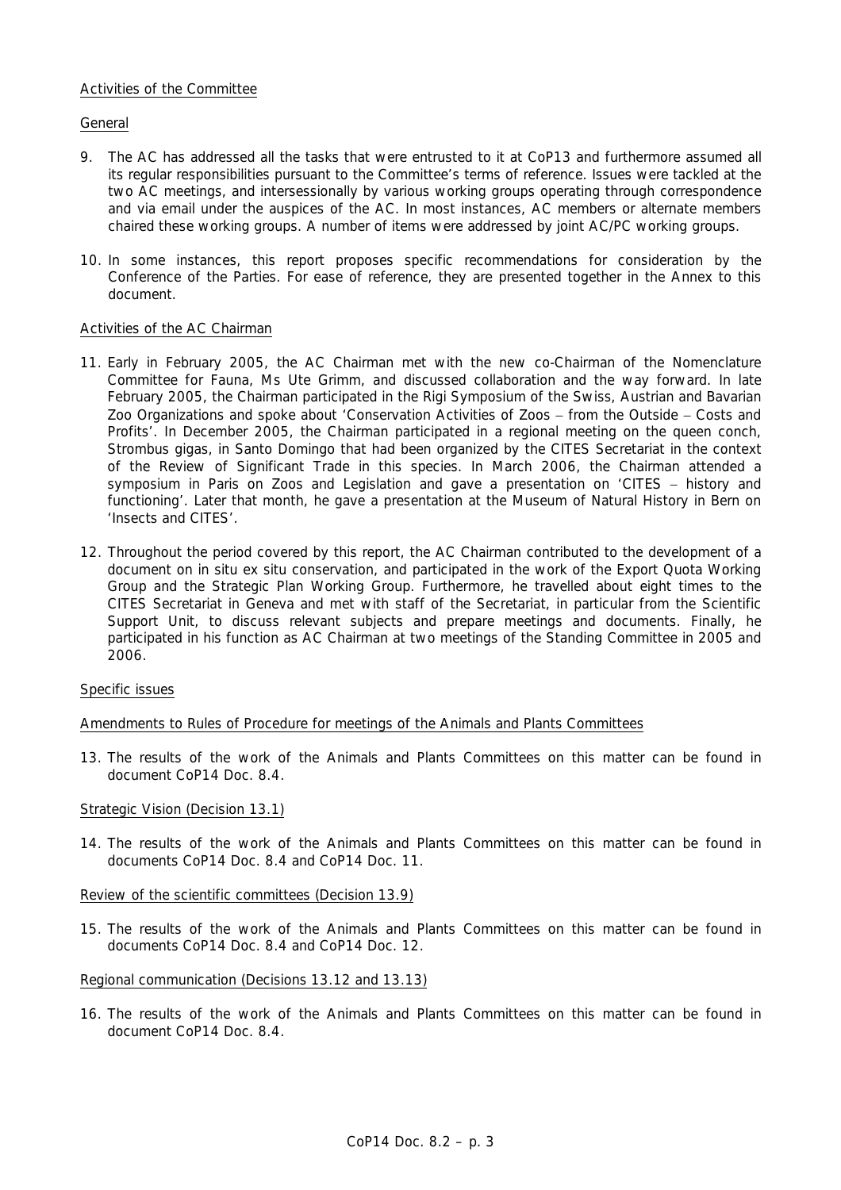## Activities of the Committee

### General

9. The AC has addressed all the tasks that were entrusted to it at CoP13 and furthermore assumed all its regular responsibilities pursuant to the Committee's terms of reference. Issues were tackled at the two AC meetings, and intersessionally by various working groups operating through correspondence and via email under the auspices of the AC. In most instances, AC members or alternate members chaired these working groups. A number of items were addressed by joint AC/PC working groups.

10. In some instances, this report proposes specific recommendations for consideration by the Conference of the Parties. For ease of reference, they are presented together in the Annex to this document.

### Activities of the AC Chairman

11. Early in February 2005, the AC Chairman met with the new co-Chairman of the Nomenclature Committee for Fauna, Ms Ute Grimm, and discussed collaboration and the way forward. In late February 2005, the Chairman participated in the Rigi Symposium of the Swiss, Austrian and Bavarian Zoo Organizations and spoke about 'Conservation Activities of Zoos – from the Outside – Costs and Profits'. In December 2005, the Chairman participated in a regional meeting on the queen conch, *Strombus gigas*, in Santo Domingo that had been organized by the CITES Secretariat in the context of the Review of Significant Trade in this species. In March 2006, the Chairman attended a symposium in Paris on Zoos and Legislation and gave a presentation on 'CITES – history and functioning'. Later that month, he gave a presentation at the Museum of Natural History in Bern on 'Insects and CITES'.

12. Throughout the period covered by this report, the AC Chairman contributed to the development of a document on in situ ex situ conservation, and participated in the work of the Export Quota Working Group and the Strategic Plan Working Group. Furthermore, he travelled about eight times to the CITES Secretariat in Geneva and met with staff of the Secretariat, in particular from the Scientific Support Unit, to discuss relevant subjects and prepare meetings and documents. Finally, he participated in his function as AC Chairman at two meetings of the Standing Committee in 2005 and 2006.

## Specific issues

### Amendments to Rules of Procedure for meetings of the Animals and Plants Committees

13. The results of the work of the Animals and Plants Committees on this matter can be found in document CoP14 Doc. 8.4.

### Strategic Vision (Decision 13.1)

14. The results of the work of the Animals and Plants Committees on this matter can be found in documents CoP14 Doc. 8.4 and CoP14 Doc. 11.

### Review of the scientific committees (Decision 13.9)

15. The results of the work of the Animals and Plants Committees on this matter can be found in documents CoP14 Doc. 8.4 and CoP14 Doc. 12.

### Regional communication (Decisions 13.12 and 13.13)

16. The results of the work of the Animals and Plants Committees on this matter can be found in document CoP14 Doc. 8.4.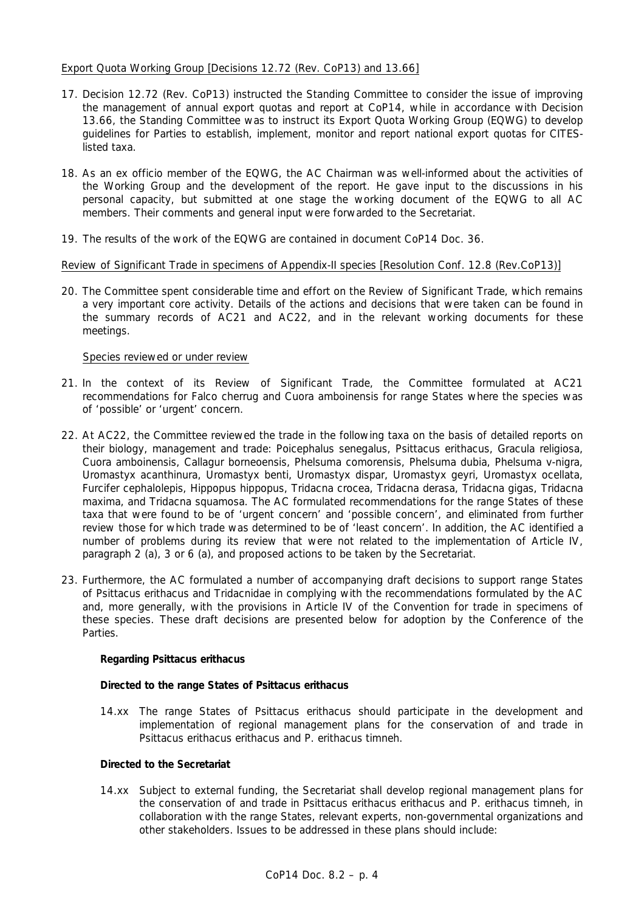Export Quota Working Group [Decisions 12.72 (Rev. CoP13) and 13.66]

17. Decision 12.72 (Rev. CoP13) instructed the Standing Committee to consider the issue of improving the management of annual export quotas and report at CoP14, while in accordance with Decision 13.66, the Standing Committee was to instruct its Export Quota Working Group (EQWG) to develop guidelines for Parties to establish, implement, monitor and report national export quotas for CITES-listed taxa.

18. As an ex officio member of the EQWG, the AC Chairman was well-informed about the activities of the Working Group and the development of the report. He gave input to the discussions in his personal capacity, but submitted at one stage the working document of the EQWG to all AC members. Their comments and general input were forwarded to the Secretariat.

19. The results of the work of the EQWG are contained in document CoP14 Doc. 36.

Review of Significant Trade in specimens of Appendix-II species [Resolution Conf. 12.8 (Rev.CoP13)]

20. The Committee spent considerable time and effort on the Review of Significant Trade, which remains a very important core activity. Details of the actions and decisions that were taken can be found in the summary records of AC21 and AC22, and in the relevant working documents for these meetings.

Species reviewed or under review

21. In the context of its Review of Significant Trade, the Committee formulated at AC21 recommendations for *Falco cherrug* and *Cuora amboinensis* for range States where the species was of 'possible' or 'urgent' concern.

22. At AC22, the Committee reviewed the trade in the following taxa on the basis of detailed reports on their biology, management and trade: *Poicephalus senegalus*, *Psittacus erithacus*, *Gracula religiosa*, *Cuora amboinensis*, *Callagur borneoensis*, *Phelsuma comorensis*, *Phelsuma dubia*, *Phelsuma v-nigra*, *Uromastyx acanthinura*, *Uromastyx benti*, *Uromastyx dispar*, *Uromastyx geyri*, *Uromastyx ocellata*, *Furcifer cephalolepis*, *Hippopus hippopus*, *Tridacna crocea*, *Tridacna derasa*, *Tridacna gigas*, *Tridacna maxima*, and *Tridacna squamosa*. The AC formulated recommendations for the range States of these taxa that were found to be of 'urgent concern' and 'possible concern', and eliminated from further review those for which trade was determined to be of 'least concern'. In addition, the AC identified a number of problems during its review that were not related to the implementation of Article IV, paragraph 2 (a), 3 or 6 (a), and proposed actions to be taken by the Secretariat.

23. Furthermore, the AC formulated a number of accompanying draft decisions to support range States of *Psittacus erithacus* and Tridacnidae in complying with the recommendations formulated by the AC and, more generally, with the provisions in Article IV of the Convention for trade in specimens of these species. These draft decisions are presented below for adoption by the Conference of the Parties.

**Regarding *Psittacus erithacus***

**Directed to the range States of *Psittacus erithacus***

14.xx The range States of *Psittacus erithacus* should participate in the development and implementation of regional management plans for the conservation of and trade in *Psittacus erithacus erithacus* and *P. erithacus timneh*.

**Directed to the Secretariat**

14.xx Subject to external funding, the Secretariat shall develop regional management plans for the conservation of and trade in *Psittacus erithacus erithacus* and *P. erithacus timneh*, in collaboration with the range States, relevant experts, non-governmental organizations and other stakeholders. Issues to be addressed in these plans should include: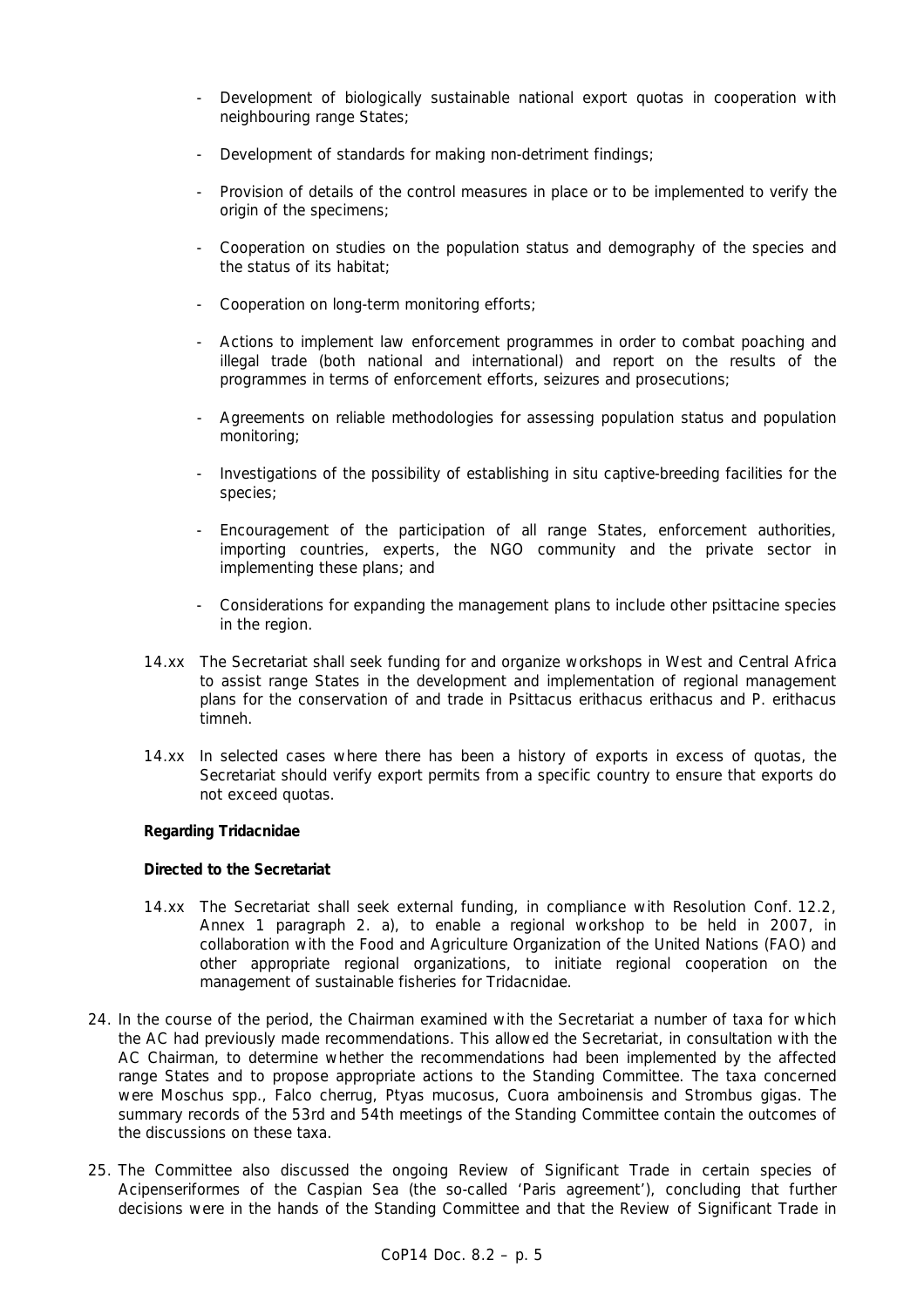- Development of biologically sustainable national export quotas in cooperation with neighbouring range States;
- Development of standards for making non-detriment findings;
- Provision of details of the control measures in place or to be implemented to verify the origin of the specimens;
- Cooperation on studies on the population status and demography of the species and the status of its habitat;
- Cooperation on long-term monitoring efforts;
- Actions to implement law enforcement programmes in order to combat poaching and illegal trade (both national and international) and report on the results of the programmes in terms of enforcement efforts, seizures and prosecutions;
- Agreements on reliable methodologies for assessing population status and population monitoring;
- Investigations of the possibility of establishing in situ captive-breeding facilities for the species;
- Encouragement of the participation of all range States, enforcement authorities, importing countries, experts, the NGO community and the private sector in implementing these plans; and
- Considerations for expanding the management plans to include other psittacine species in the region.

14.xx The Secretariat shall seek funding for and organize workshops in West and Central Africa to assist range States in the development and implementation of regional management plans for the conservation of and trade in Psittacus erithacus erithacus and P. erithacus timneh.

14.xx In selected cases where there has been a history of exports in excess of quotas, the Secretariat should verify export permits from a specific country to ensure that exports do not exceed quotas.

**Regarding Tridacnidae**

**Directed to the Secretariat**

14.xx The Secretariat shall seek external funding, in compliance with Resolution Conf. 12.2, Annex 1 paragraph 2. a), to enable a regional workshop to be held in 2007, in collaboration with the Food and Agriculture Organization of the United Nations (FAO) and other appropriate regional organizations, to initiate regional cooperation on the management of sustainable fisheries for Tridacnidae.

24. In the course of the period, the Chairman examined with the Secretariat a number of taxa for which the AC had previously made recommendations. This allowed the Secretariat, in consultation with the AC Chairman, to determine whether the recommendations had been implemented by the affected range States and to propose appropriate actions to the Standing Committee. The taxa concerned were Moschus spp., Falco cherrug, Ptyas mucosus, Cuora amboinensis and Strombus gigas. The summary records of the 53rd and 54th meetings of the Standing Committee contain the outcomes of the discussions on these taxa.

25. The Committee also discussed the ongoing Review of Significant Trade in certain species of Acipenseriformes of the Caspian Sea (the so-called 'Paris agreement'), concluding that further decisions were in the hands of the Standing Committee and that the Review of Significant Trade in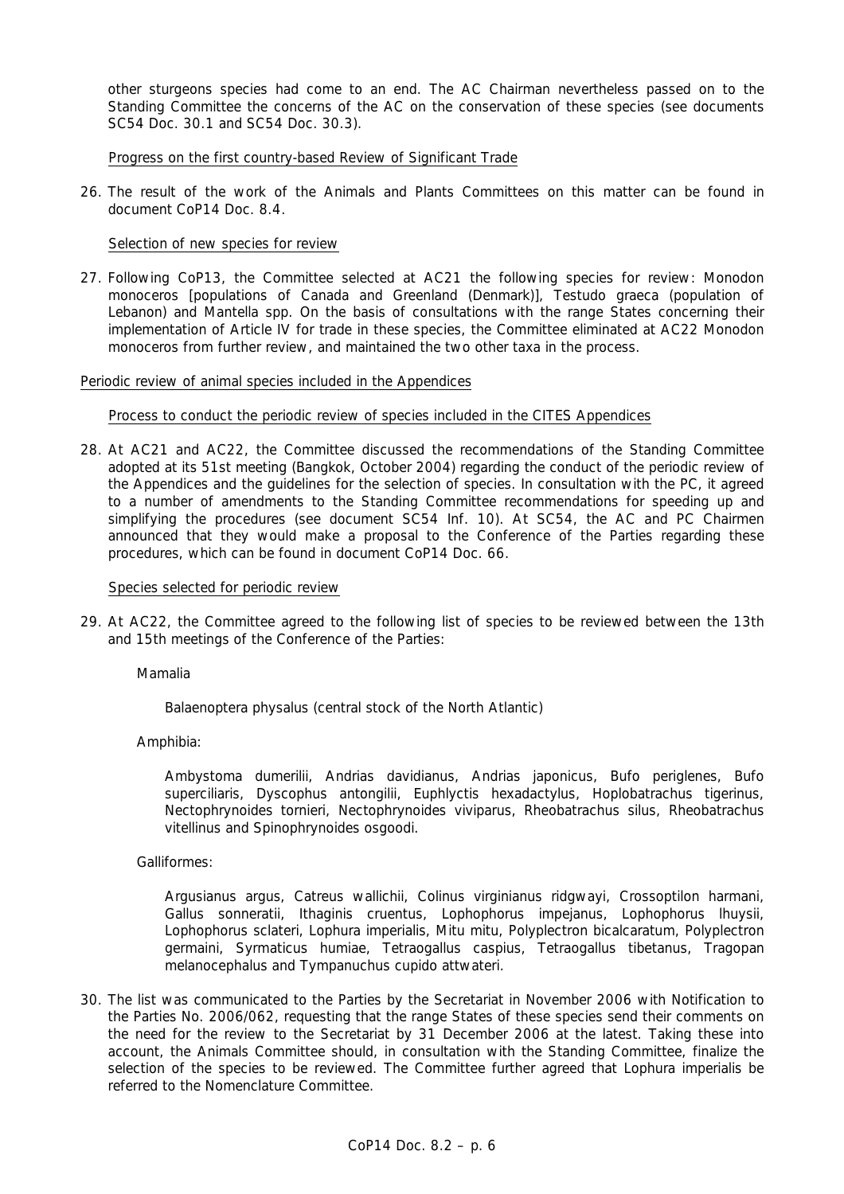other sturgeons species had come to an end. The AC Chairman nevertheless passed on to the Standing Committee the concerns of the AC on the conservation of these species (see documents SC54 Doc. 30.1 and SC54 Doc. 30.3).

Progress on the first country-based Review of Significant Trade

26. The result of the work of the Animals and Plants Committees on this matter can be found in document CoP14 Doc. 8.4.

Selection of new species for review

27. Following CoP13, the Committee selected at AC21 the following species for review: *Monodon monoceros* [populations of Canada and Greenland (Denmark)], *Testudo graeca* (population of Lebanon) and *Mantella* spp. On the basis of consultations with the range States concerning their implementation of Article IV for trade in these species, the Committee eliminated at AC22 *Monodon monoceros* from further review, and maintained the two other taxa in the process.

Periodic review of animal species included in the Appendices

Process to conduct the periodic review of species included in the CITES Appendices

28. At AC21 and AC22, the Committee discussed the recommendations of the Standing Committee adopted at its 51st meeting (Bangkok, October 2004) regarding the conduct of the periodic review of the Appendices and the guidelines for the selection of species. In consultation with the PC, it agreed to a number of amendments to the Standing Committee recommendations for speeding up and simplifying the procedures (see document SC54 Inf. 10). At SC54, the AC and PC Chairmen announced that they would make a proposal to the Conference of the Parties regarding these procedures, which can be found in document CoP14 Doc. 66.

Species selected for periodic review

29. At AC22, the Committee agreed to the following list of species to be reviewed between the 13th and 15th meetings of the Conference of the Parties:

   Mamalia

   *Balaenoptera physalus* (central stock of the North Atlantic)

   Amphibia:

   *Ambystoma dumerilii*, *Andrias davidianus*, *Andrias japonicus*, *Bufo periglenes*, *Bufo superciliaris*, *Dyscophus antongilii*, *Euphlyctis hexadactylus*, *Hoplobatrachus tigerinus*, *Nectophrynoides tornieri*, *Nectophrynoides viviparus*, *Rheobatrachus silus*, *Rheobatrachus vitellinus* and *Spinophrynoides osgoodi*.

   Galliformes:

   *Argusianus argus*, *Catreus wallichii*, *Colinus virginianus ridgwayi*, *Crossoptilon harmani*, *Gallus sonneratii*, *Ithaginis cruentus*, *Lophophorus impejanus*, *Lophophorus lhuysii*, *Lophophorus sclateri*, *Lophura imperialis*, *Mitu mitu*, *Polyplectron bicalcaratum*, *Polyplectron germaini*, *Syrmaticus humiae*, *Tetraogallus caspius*, *Tetraogallus tibetanus*, *Tragopan melanocephalus* and *Tympanuchus cupido attwateri*.

30. The list was communicated to the Parties by the Secretariat in November 2006 with Notification to the Parties No. 2006/062, requesting that the range States of these species send their comments on the need for the review to the Secretariat by 31 December 2006 at the latest. Taking these into account, the Animals Committee should, in consultation with the Standing Committee, finalize the selection of the species to be reviewed. The Committee further agreed that *Lophura imperialis* be referred to the Nomenclature Committee.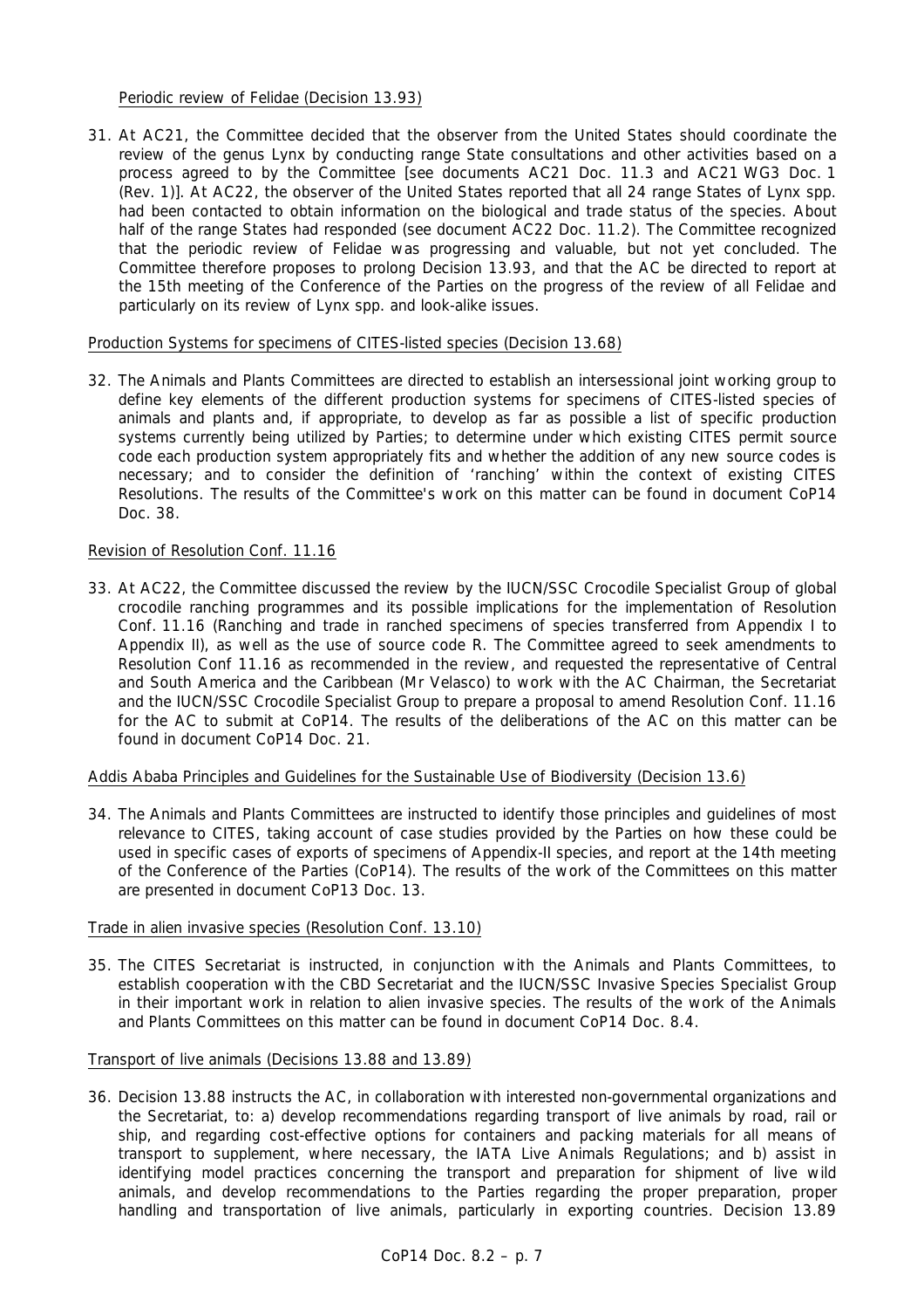Periodic review of Felidae (Decision 13.93)

31. At AC21, the Committee decided that the observer from the United States should coordinate the review of the genus Lynx by conducting range State consultations and other activities based on a process agreed to by the Committee [see documents AC21 Doc. 11.3 and AC21 WG3 Doc. 1 (Rev. 1)]. At AC22, the observer of the United States reported that all 24 range States of Lynx spp. had been contacted to obtain information on the biological and trade status of the species. About half of the range States had responded (see document AC22 Doc. 11.2). The Committee recognized that the periodic review of Felidae was progressing and valuable, but not yet concluded. The Committee therefore proposes to prolong Decision 13.93, and that the AC be directed to report at the 15th meeting of the Conference of the Parties on the progress of the review of all Felidae and particularly on its review of Lynx spp. and look-alike issues.

Production Systems for specimens of CITES-listed species (Decision 13.68)

32. The Animals and Plants Committees are directed to establish an intersessional joint working group to define key elements of the different production systems for specimens of CITES-listed species of animals and plants and, if appropriate, to develop as far as possible a list of specific production systems currently being utilized by Parties; to determine under which existing CITES permit source code each production system appropriately fits and whether the addition of any new source codes is necessary; and to consider the definition of 'ranching' within the context of existing CITES Resolutions. The results of the Committee's work on this matter can be found in document CoP14 Doc. 38.

Revision of Resolution Conf. 11.16

33. At AC22, the Committee discussed the review by the IUCN/SSC Crocodile Specialist Group of global crocodile ranching programmes and its possible implications for the implementation of Resolution Conf. 11.16 (Ranching and trade in ranched specimens of species transferred from Appendix I to Appendix II), as well as the use of source code R. The Committee agreed to seek amendments to Resolution Conf 11.16 as recommended in the review, and requested the representative of Central and South America and the Caribbean (Mr Velasco) to work with the AC Chairman, the Secretariat and the IUCN/SSC Crocodile Specialist Group to prepare a proposal to amend Resolution Conf. 11.16 for the AC to submit at CoP14. The results of the deliberations of the AC on this matter can be found in document CoP14 Doc. 21.

Addis Ababa Principles and Guidelines for the Sustainable Use of Biodiversity (Decision 13.6)

34. The Animals and Plants Committees are instructed to identify those principles and guidelines of most relevance to CITES, taking account of case studies provided by the Parties on how these could be used in specific cases of exports of specimens of Appendix-II species, and report at the 14th meeting of the Conference of the Parties (CoP14). The results of the work of the Committees on this matter are presented in document CoP13 Doc. 13.

Trade in alien invasive species (Resolution Conf. 13.10)

35. The CITES Secretariat is instructed, in conjunction with the Animals and Plants Committees, to establish cooperation with the CBD Secretariat and the IUCN/SSC Invasive Species Specialist Group in their important work in relation to alien invasive species. The results of the work of the Animals and Plants Committees on this matter can be found in document CoP14 Doc. 8.4.

Transport of live animals (Decisions 13.88 and 13.89)

36. Decision 13.88 instructs the AC, in collaboration with interested non-governmental organizations and the Secretariat, to: a) develop recommendations regarding transport of live animals by road, rail or ship, and regarding cost-effective options for containers and packing materials for all means of transport to supplement, where necessary, the IATA Live Animals Regulations; and b) assist in identifying model practices concerning the transport and preparation for shipment of live wild animals, and develop recommendations to the Parties regarding the proper preparation, proper handling and transportation of live animals, particularly in exporting countries. Decision 13.89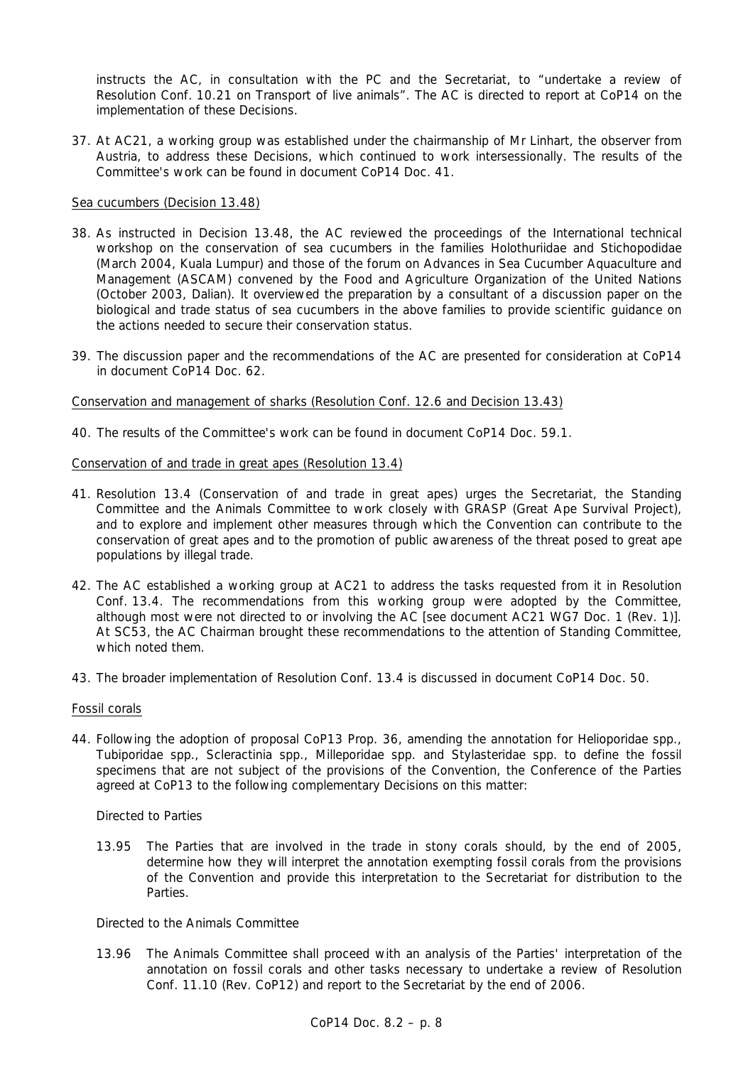instructs the AC, in consultation with the PC and the Secretariat, to "undertake a review of Resolution Conf. 10.21 on Transport of live animals". The AC is directed to report at CoP14 on the implementation of these Decisions.

37. At AC21, a working group was established under the chairmanship of Mr Linhart, the observer from Austria, to address these Decisions, which continued to work intersessionally. The results of the Committee's work can be found in document CoP14 Doc. 41.

Sea cucumbers (Decision 13.48)

38. As instructed in Decision 13.48, the AC reviewed the proceedings of the International technical workshop on the conservation of sea cucumbers in the families Holothuriidae and Stichopodidae (March 2004, Kuala Lumpur) and those of the forum on Advances in Sea Cucumber Aquaculture and Management (ASCAM) convened by the Food and Agriculture Organization of the United Nations (October 2003, Dalian). It overviewed the preparation by a consultant of a discussion paper on the biological and trade status of sea cucumbers in the above families to provide scientific guidance on the actions needed to secure their conservation status.

39. The discussion paper and the recommendations of the AC are presented for consideration at CoP14 in document CoP14 Doc. 62.

Conservation and management of sharks (Resolution Conf. 12.6 and Decision 13.43)

40. The results of the Committee's work can be found in document CoP14 Doc. 59.1.

Conservation of and trade in great apes (Resolution 13.4)

41. Resolution 13.4 (Conservation of and trade in great apes) urges the Secretariat, the Standing Committee and the Animals Committee to work closely with GRASP (Great Ape Survival Project), and to explore and implement other measures through which the Convention can contribute to the conservation of great apes and to the promotion of public awareness of the threat posed to great ape populations by illegal trade.

42. The AC established a working group at AC21 to address the tasks requested from it in Resolution Conf. 13.4. The recommendations from this working group were adopted by the Committee, although most were not directed to or involving the AC [see document AC21 WG7 Doc. 1 (Rev. 1)]. At SC53, the AC Chairman brought these recommendations to the attention of Standing Committee, which noted them.

43. The broader implementation of Resolution Conf. 13.4 is discussed in document CoP14 Doc. 50.

Fossil corals

44. Following the adoption of proposal CoP13 Prop. 36, amending the annotation for Helioporidae spp., Tubiporidae spp., Scleractinia spp., Milleporidae spp. and Stylasteridae spp. to define the fossil specimens that are not subject of the provisions of the Convention, the Conference of the Parties agreed at CoP13 to the following complementary Decisions on this matter:

*Directed to Parties*

13.95 The Parties that are involved in the trade in stony corals should, by the end of 2005, determine how they will interpret the annotation exempting fossil corals from the provisions of the Convention and provide this interpretation to the Secretariat for distribution to the Parties.

*Directed to the Animals Committee*

13.96 The Animals Committee shall proceed with an analysis of the Parties' interpretation of the annotation on fossil corals and other tasks necessary to undertake a review of Resolution Conf. 11.10 (Rev. CoP12) and report to the Secretariat by the end of 2006.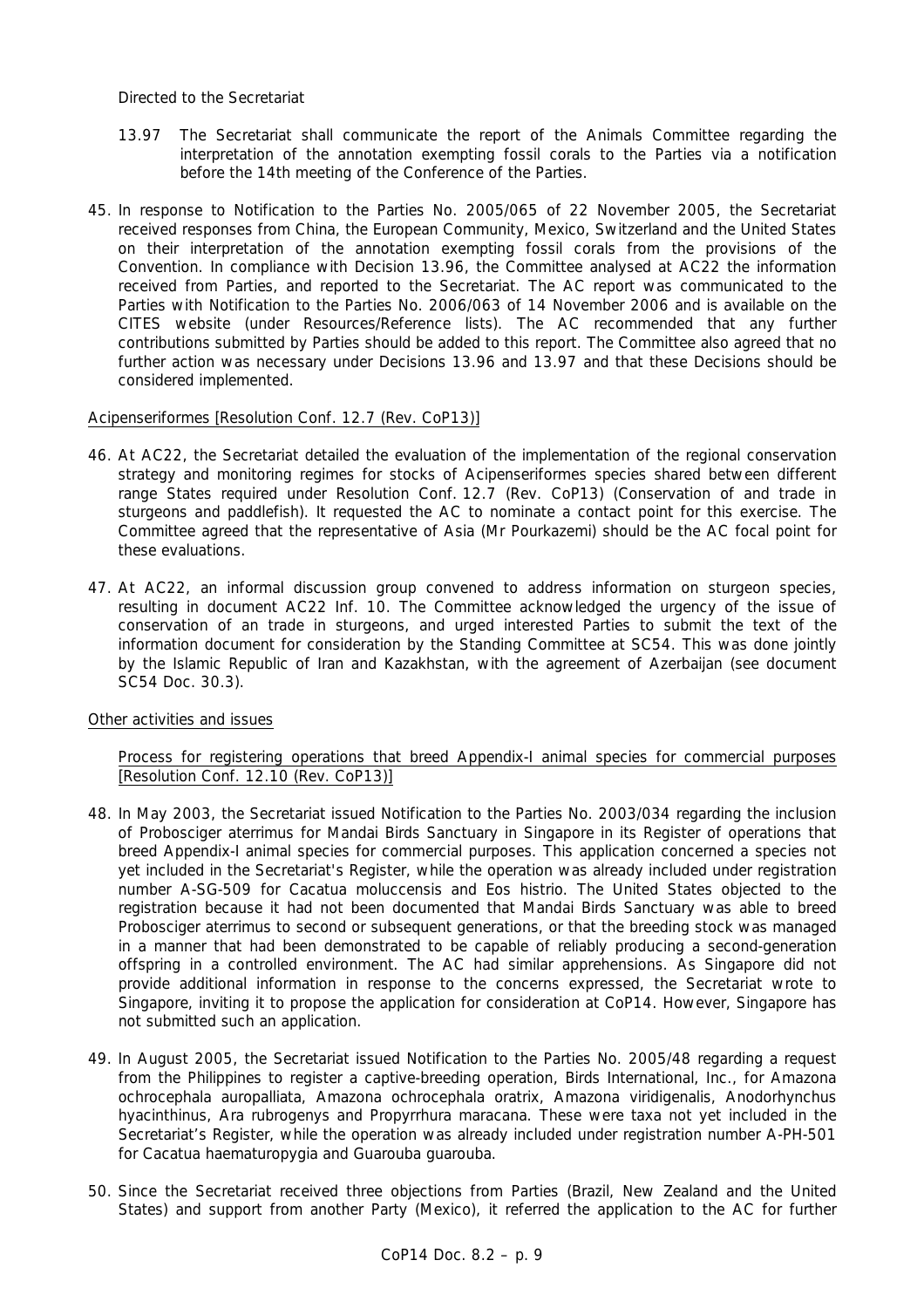Directed to the Secretariat

13.97 The Secretariat shall communicate the report of the Animals Committee regarding the interpretation of the annotation exempting fossil corals to the Parties via a notification before the 14th meeting of the Conference of the Parties.

45. In response to Notification to the Parties No. 2005/065 of 22 November 2005, the Secretariat received responses from China, the European Community, Mexico, Switzerland and the United States on their interpretation of the annotation exempting fossil corals from the provisions of the Convention. In compliance with Decision 13.96, the Committee analysed at AC22 the information received from Parties, and reported to the Secretariat. The AC report was communicated to the Parties with Notification to the Parties No. 2006/063 of 14 November 2006 and is available on the CITES website (under Resources/Reference lists). The AC recommended that any further contributions submitted by Parties should be added to this report. The Committee also agreed that no further action was necessary under Decisions 13.96 and 13.97 and that these Decisions should be considered implemented.

Acipenseriformes [Resolution Conf. 12.7 (Rev. CoP13)]

46. At AC22, the Secretariat detailed the evaluation of the implementation of the regional conservation strategy and monitoring regimes for stocks of Acipenseriformes species shared between different range States required under Resolution Conf. 12.7 (Rev. CoP13) (Conservation of and trade in sturgeons and paddlefish). It requested the AC to nominate a contact point for this exercise. The Committee agreed that the representative of Asia (Mr Pourkazemi) should be the AC focal point for these evaluations.

47. At AC22, an informal discussion group convened to address information on sturgeon species, resulting in document AC22 Inf. 10. The Committee acknowledged the urgency of the issue of conservation of an trade in sturgeons, and urged interested Parties to submit the text of the information document for consideration by the Standing Committee at SC54. This was done jointly by the Islamic Republic of Iran and Kazakhstan, with the agreement of Azerbaijan (see document SC54 Doc. 30.3).

Other activities and issues

Process for registering operations that breed Appendix-I animal species for commercial purposes [Resolution Conf. 12.10 (Rev. CoP13)]

48. In May 2003, the Secretariat issued Notification to the Parties No. 2003/034 regarding the inclusion of Probosciger aterrimus for Mandai Birds Sanctuary in Singapore in its Register of operations that breed Appendix-I animal species for commercial purposes. This application concerned a species not yet included in the Secretariat's Register, while the operation was already included under registration number A-SG-509 for Cacatua moluccensis and Eos histrio. The United States objected to the registration because it had not been documented that Mandai Birds Sanctuary was able to breed Probosciger aterrimus to second or subsequent generations, or that the breeding stock was managed in a manner that had been demonstrated to be capable of reliably producing a second-generation offspring in a controlled environment. The AC had similar apprehensions. As Singapore did not provide additional information in response to the concerns expressed, the Secretariat wrote to Singapore, inviting it to propose the application for consideration at CoP14. However, Singapore has not submitted such an application.

49. In August 2005, the Secretariat issued Notification to the Parties No. 2005/48 regarding a request from the Philippines to register a captive-breeding operation, Birds International, Inc., for Amazona ochrocephala auropalliata, Amazona ochrocephala oratrix, Amazona viridigenalis, Anodorhynchus hyacinthinus, Ara rubrogenys and Propyrrhura maracana. These were taxa not yet included in the Secretariat's Register, while the operation was already included under registration number A-PH-501 for Cacatua haematuropygia and Guarouba guarouba.

50. Since the Secretariat received three objections from Parties (Brazil, New Zealand and the United States) and support from another Party (Mexico), it referred the application to the AC for further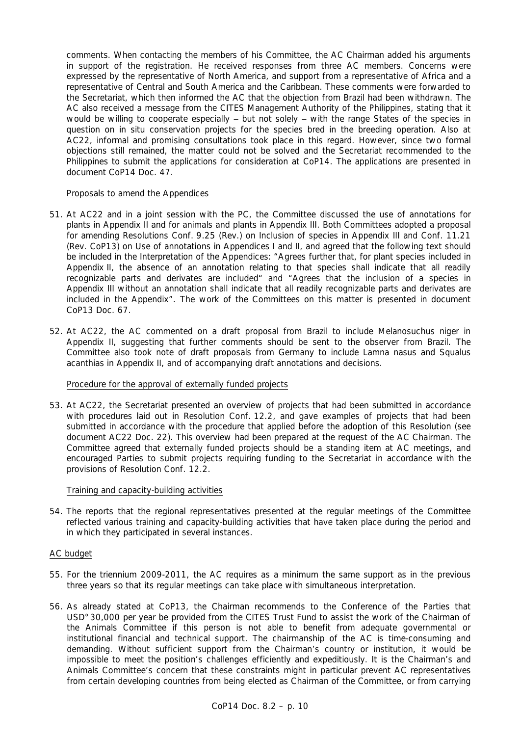comments. When contacting the members of his Committee, the AC Chairman added his arguments in support of the registration. He received responses from three AC members. Concerns were expressed by the representative of North America, and support from a representative of Africa and a representative of Central and South America and the Caribbean. These comments were forwarded to the Secretariat, which then informed the AC that the objection from Brazil had been withdrawn. The AC also received a message from the CITES Management Authority of the Philippines, stating that it would be willing to cooperate especially – but not solely – with the range States of the species in question on in situ conservation projects for the species bred in the breeding operation. Also at AC22, informal and promising consultations took place in this regard. However, since two formal objections still remained, the matter could not be solved and the Secretariat recommended to the Philippines to submit the applications for consideration at CoP14. The applications are presented in document CoP14 Doc. 47.

Proposals to amend the Appendices

51. At AC22 and in a joint session with the PC, the Committee discussed the use of annotations for plants in Appendix II and for animals and plants in Appendix III. Both Committees adopted a proposal for amending Resolutions Conf. 9.25 (Rev.) on Inclusion of species in Appendix III and Conf. 11.21 (Rev. CoP13) on Use of annotations in Appendices I and II, and agreed that the following text should be included in the Interpretation of the Appendices: "Agrees further that, for plant species included in Appendix II, the absence of an annotation relating to that species shall indicate that all readily recognizable parts and derivates are included" and "Agrees that the inclusion of a species in Appendix III without an annotation shall indicate that all readily recognizable parts and derivates are included in the Appendix". The work of the Committees on this matter is presented in document CoP13 Doc. 67.

52. At AC22, the AC commented on a draft proposal from Brazil to include *Melanosuchus niger* in Appendix II, suggesting that further comments should be sent to the observer from Brazil. The Committee also took note of draft proposals from Germany to include *Lamna nasus* and *Squalus acanthias* in Appendix II, and of accompanying draft annotations and decisions.

Procedure for the approval of externally funded projects

53. At AC22, the Secretariat presented an overview of projects that had been submitted in accordance with procedures laid out in Resolution Conf. 12.2, and gave examples of projects that had been submitted in accordance with the procedure that applied before the adoption of this Resolution (see document AC22 Doc. 22). This overview had been prepared at the request of the AC Chairman. The Committee agreed that externally funded projects should be a standing item at AC meetings, and encouraged Parties to submit projects requiring funding to the Secretariat in accordance with the provisions of Resolution Conf. 12.2.

Training and capacity-building activities

54. The reports that the regional representatives presented at the regular meetings of the Committee reflected various training and capacity-building activities that have taken place during the period and in which they participated in several instances.

AC budget

55. For the triennium 2009-2011, the AC requires as a minimum the same support as in the previous three years so that its regular meetings can take place with simultaneous interpretation.

56. As already stated at CoP13, the Chairman recommends to the Conference of the Parties that USD 30,000 per year be provided from the CITES Trust Fund to assist the work of the Chairman of the Animals Committee if this person is not able to benefit from adequate governmental or institutional financial and technical support. The chairmanship of the AC is time-consuming and demanding. Without sufficient support from the Chairman's country or institution, it would be impossible to meet the position's challenges efficiently and expeditiously. It is the Chairman's and Animals Committee's concern that these constraints might in particular prevent AC representatives from certain developing countries from being elected as Chairman of the Committee, or from carrying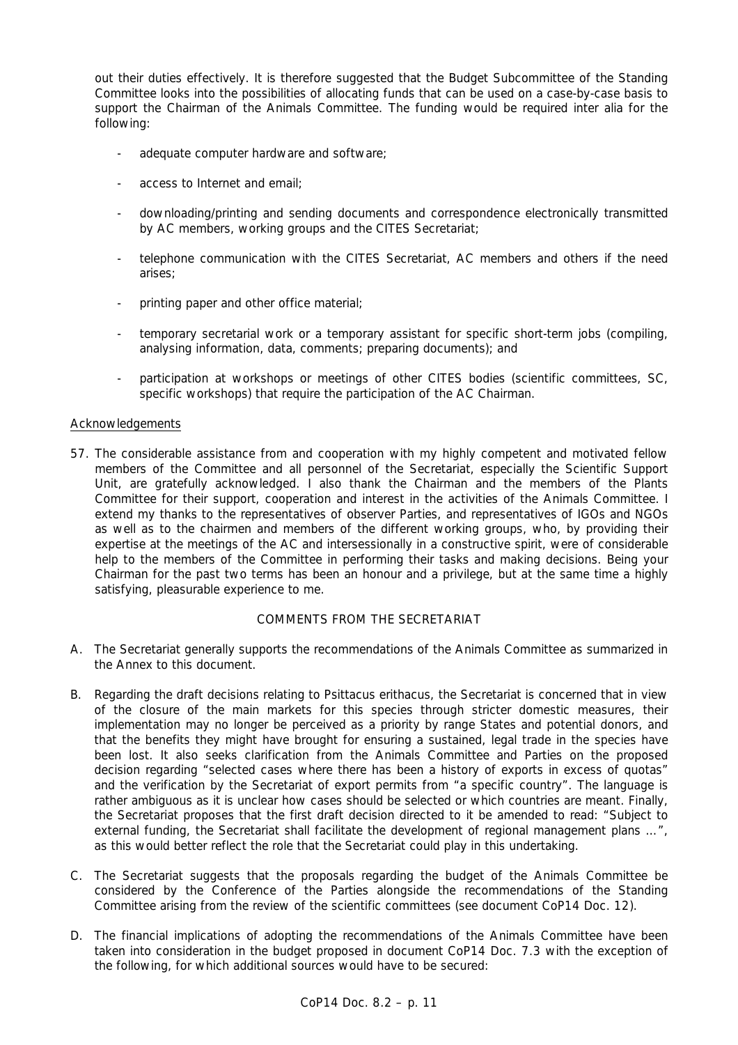out their duties effectively. It is therefore suggested that the Budget Subcommittee of the Standing Committee looks into the possibilities of allocating funds that can be used on a case-by-case basis to support the Chairman of the Animals Committee. The funding would be required inter alia for the following:

- adequate computer hardware and software;
- access to Internet and email;
- downloading/printing and sending documents and correspondence electronically transmitted by AC members, working groups and the CITES Secretariat;
- telephone communication with the CITES Secretariat, AC members and others if the need arises;
- printing paper and other office material;
- temporary secretarial work or a temporary assistant for specific short-term jobs (compiling, analysing information, data, comments; preparing documents); and
- participation at workshops or meetings of other CITES bodies (scientific committees, SC, specific workshops) that require the participation of the AC Chairman.

Acknowledgements

57. The considerable assistance from and cooperation with my highly competent and motivated fellow members of the Committee and all personnel of the Secretariat, especially the Scientific Support Unit, are gratefully acknowledged. I also thank the Chairman and the members of the Plants Committee for their support, cooperation and interest in the activities of the Animals Committee. I extend my thanks to the representatives of observer Parties, and representatives of IGOs and NGOs as well as to the chairmen and members of the different working groups, who, by providing their expertise at the meetings of the AC and intersessionally in a constructive spirit, were of considerable help to the members of the Committee in performing their tasks and making decisions. Being your Chairman for the past two terms has been an honour and a privilege, but at the same time a highly satisfying, pleasurable experience to me.

## COMMENTS FROM THE SECRETARIAT

A. The Secretariat generally supports the recommendations of the Animals Committee as summarized in the Annex to this document.

B. Regarding the draft decisions relating to *Psittacus erithacus*, the Secretariat is concerned that in view of the closure of the main markets for this species through stricter domestic measures, their implementation may no longer be perceived as a priority by range States and potential donors, and that the benefits they might have brought for ensuring a sustained, legal trade in the species have been lost. It also seeks clarification from the Animals Committee and Parties on the proposed decision regarding "selected cases where there has been a history of exports in excess of quotas" and the verification by the Secretariat of export permits from "a specific country". The language is rather ambiguous as it is unclear how cases should be selected or which countries are meant. Finally, the Secretariat proposes that the first draft decision directed to it be amended to read: "Subject to external funding, the Secretariat shall facilitate the development of regional management plans …", as this would better reflect the role that the Secretariat could play in this undertaking.

C. The Secretariat suggests that the proposals regarding the budget of the Animals Committee be considered by the Conference of the Parties alongside the recommendations of the Standing Committee arising from the review of the scientific committees (see document CoP14 Doc. 12).

D. The financial implications of adopting the recommendations of the Animals Committee have been taken into consideration in the budget proposed in document CoP14 Doc. 7.3 with the exception of the following, for which additional sources would have to be secured: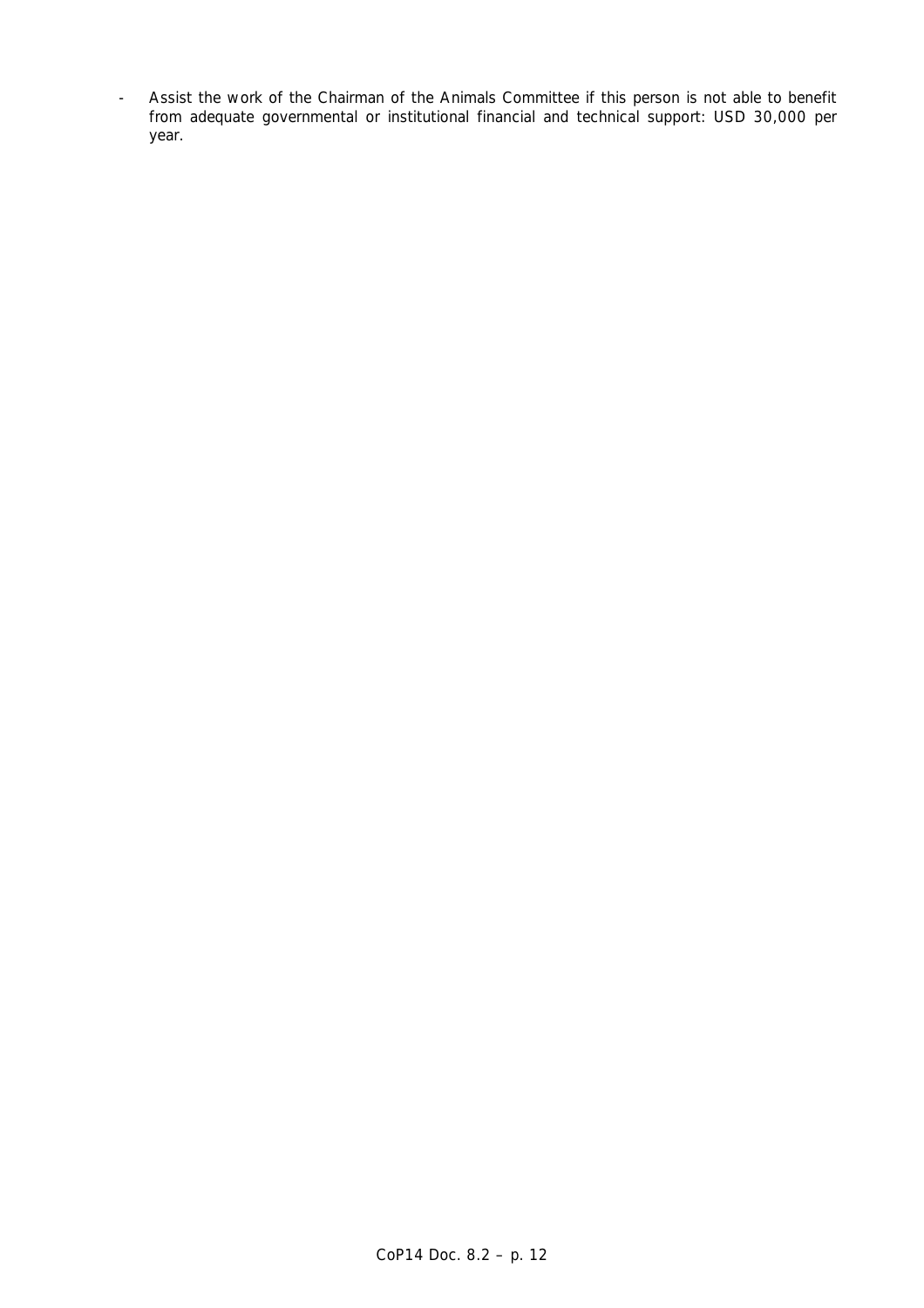- Assist the work of the Chairman of the Animals Committee if this person is not able to benefit from adequate governmental or institutional financial and technical support: USD 30,000 per year.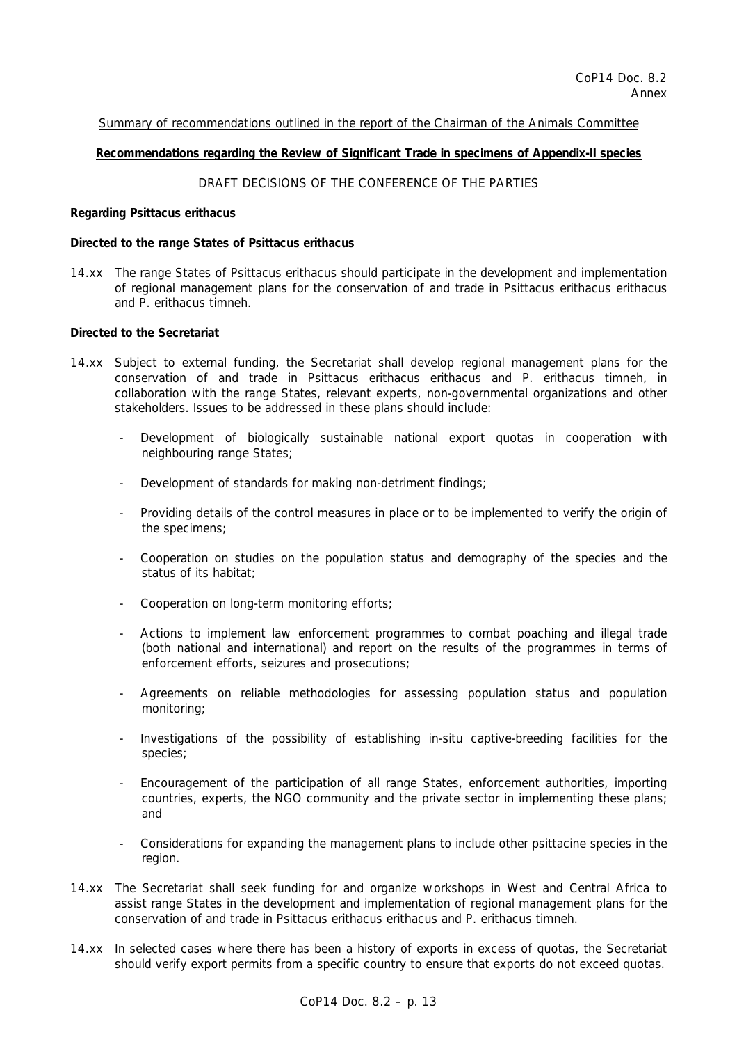Summary of recommendations outlined in the report of the Chairman of the Animals Committee

**Recommendations regarding the Review of Significant Trade in specimens of Appendix-II species**

DRAFT DECISIONS OF THE CONFERENCE OF THE PARTIES

**Regarding Psittacus erithacus**

**Directed to the range States of Psittacus erithacus**

14.xx The range States of Psittacus erithacus should participate in the development and implementation of regional management plans for the conservation of and trade in Psittacus erithacus erithacus and P. erithacus timneh.

**Directed to the Secretariat**

14.xx Subject to external funding, the Secretariat shall develop regional management plans for the conservation of and trade in Psittacus erithacus erithacus and P. erithacus timneh, in collaboration with the range States, relevant experts, non-governmental organizations and other stakeholders. Issues to be addressed in these plans should include:

- Development of biologically sustainable national export quotas in cooperation with neighbouring range States;
- Development of standards for making non-detriment findings;
- Providing details of the control measures in place or to be implemented to verify the origin of the specimens;
- Cooperation on studies on the population status and demography of the species and the status of its habitat;
- Cooperation on long-term monitoring efforts;
- Actions to implement law enforcement programmes to combat poaching and illegal trade (both national and international) and report on the results of the programmes in terms of enforcement efforts, seizures and prosecutions;
- Agreements on reliable methodologies for assessing population status and population monitoring;
- Investigations of the possibility of establishing in-situ captive-breeding facilities for the species;
- Encouragement of the participation of all range States, enforcement authorities, importing countries, experts, the NGO community and the private sector in implementing these plans; and
- Considerations for expanding the management plans to include other psittacine species in the region.

14.xx The Secretariat shall seek funding for and organize workshops in West and Central Africa to assist range States in the development and implementation of regional management plans for the conservation of and trade in Psittacus erithacus erithacus and P. erithacus timneh.

14.xx In selected cases where there has been a history of exports in excess of quotas, the Secretariat should verify export permits from a specific country to ensure that exports do not exceed quotas.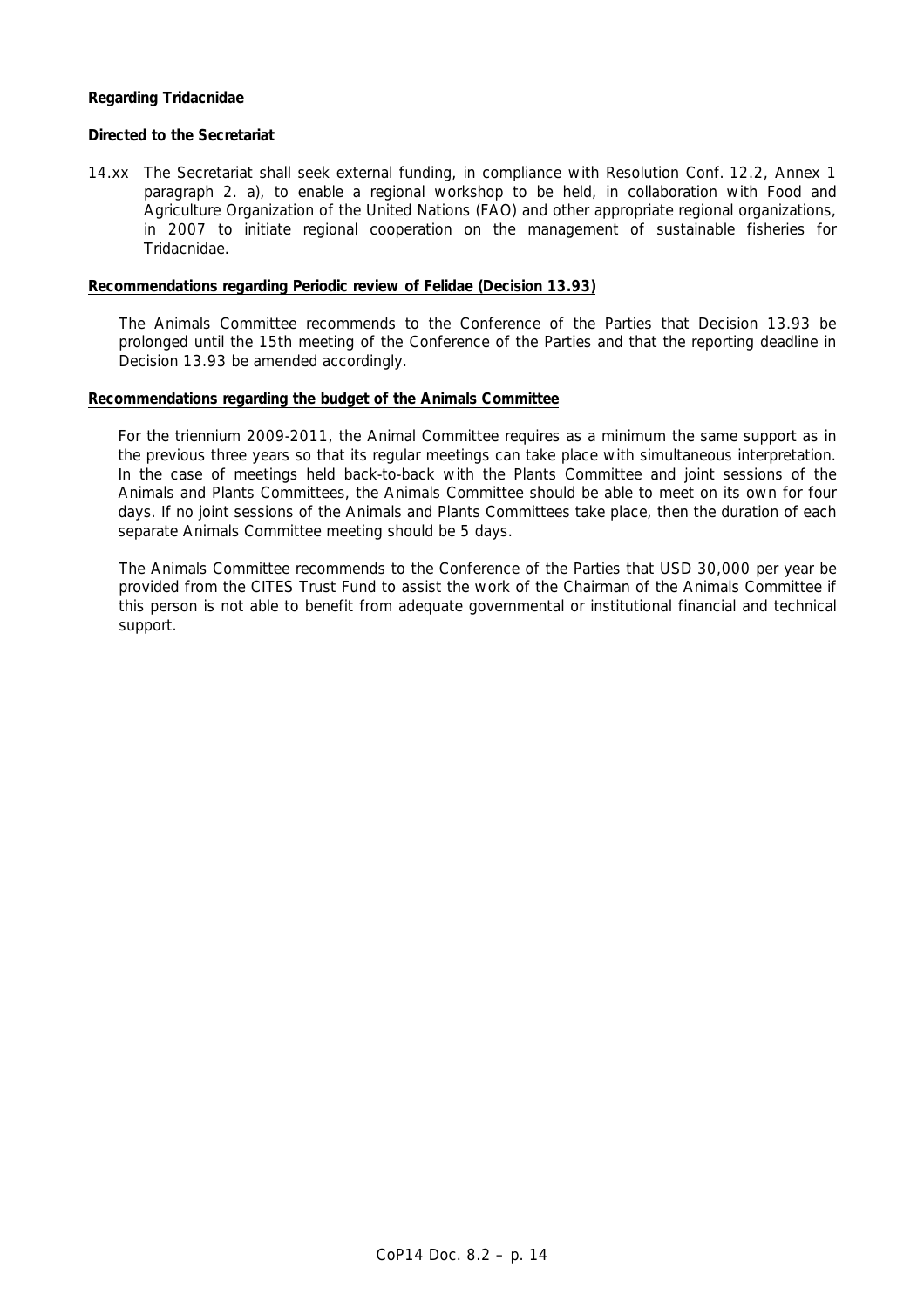**Regarding Tridacnidae**

**Directed to the Secretariat**

14.xx The Secretariat shall seek external funding, in compliance with Resolution Conf. 12.2, Annex 1 paragraph 2. a), to enable a regional workshop to be held, in collaboration with Food and Agriculture Organization of the United Nations (FAO) and other appropriate regional organizations, in 2007 to initiate regional cooperation on the management of sustainable fisheries for Tridacnidae.

**Recommendations regarding Periodic review of Felidae (Decision 13.93)**

The Animals Committee recommends to the Conference of the Parties that Decision 13.93 be prolonged until the 15th meeting of the Conference of the Parties and that the reporting deadline in Decision 13.93 be amended accordingly.

**Recommendations regarding the budget of the Animals Committee**

For the triennium 2009-2011, the Animal Committee requires as a minimum the same support as in the previous three years so that its regular meetings can take place with simultaneous interpretation. In the case of meetings held back-to-back with the Plants Committee and joint sessions of the Animals and Plants Committees, the Animals Committee should be able to meet on its own for four days. If no joint sessions of the Animals and Plants Committees take place, then the duration of each separate Animals Committee meeting should be 5 days.

The Animals Committee recommends to the Conference of the Parties that USD 30,000 per year be provided from the CITES Trust Fund to assist the work of the Chairman of the Animals Committee if this person is not able to benefit from adequate governmental or institutional financial and technical support.